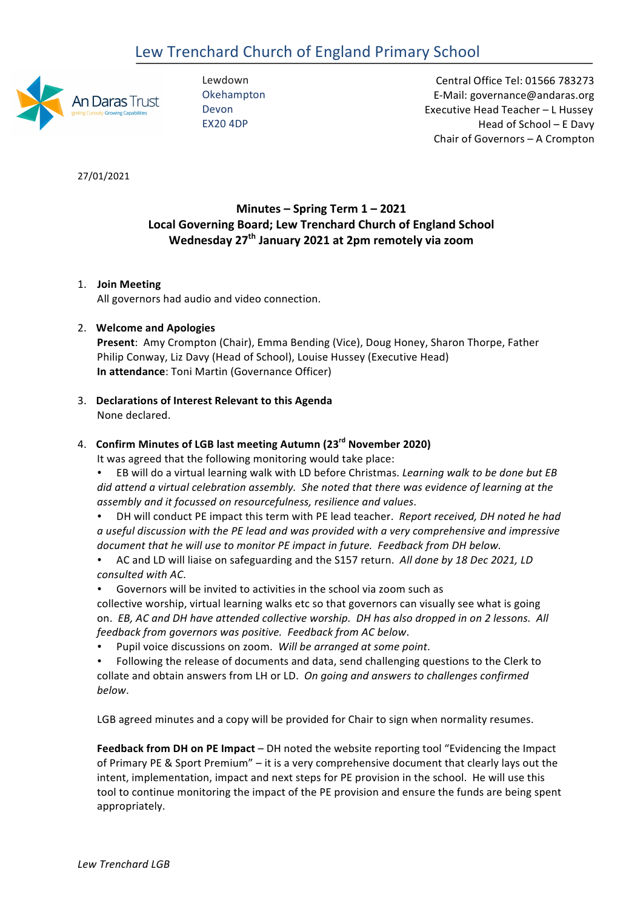# Lew Trenchard Church of England Primary School

Lewdown
Okehampton
Devon
EX20 4DP

Central Office Tel: 01566 783273
E-Mail: governance@andaras.org
Executive Head Teacher – L Hussey
Head of School – E Davy
Chair of Governors – A Crompton

27/01/2021

**Minutes – Spring Term 1 – 2021**
**Local Governing Board; Lew Trenchard Church of England School**
**Wednesday 27th January 2021 at 2pm remotely via zoom**

1. **Join Meeting**
   All governors had audio and video connection.

2. **Welcome and Apologies**
   **Present**: Amy Crompton (Chair), Emma Bending (Vice), Doug Honey, Sharon Thorpe, Father Philip Conway, Liz Davy (Head of School), Louise Hussey (Executive Head)
   **In attendance**: Toni Martin (Governance Officer)

3. **Declarations of Interest Relevant to this Agenda**
   None declared.

4. **Confirm Minutes of LGB last meeting Autumn (23rd November 2020)**
   It was agreed that the following monitoring would take place:
   - EB will do a virtual learning walk with LD before Christmas. *Learning walk to be done but EB did attend a virtual celebration assembly. She noted that there was evidence of learning at the assembly and it focussed on resourcefulness, resilience and values.*
   - DH will conduct PE impact this term with PE lead teacher. *Report received, DH noted he had a useful discussion with the PE lead and was provided with a very comprehensive and impressive document that he will use to monitor PE impact in future. Feedback from DH below.*
   - AC and LD will liaise on safeguarding and the S157 return. *All done by 18 Dec 2021, LD consulted with AC.*
   - Governors will be invited to activities in the school via zoom such as collective worship, virtual learning walks etc so that governors can visually see what is going on. *EB, AC and DH have attended collective worship. DH has also dropped in on 2 lessons. All feedback from governors was positive. Feedback from AC below.*
   - Pupil voice discussions on zoom. *Will be arranged at some point.*
   - Following the release of documents and data, send challenging questions to the Clerk to collate and obtain answers from LH or LD. *On going and answers to challenges confirmed below.*

   LGB agreed minutes and a copy will be provided for Chair to sign when normality resumes.

   **Feedback from DH on PE Impact** – DH noted the website reporting tool "Evidencing the Impact of Primary PE & Sport Premium" – it is a very comprehensive document that clearly lays out the intent, implementation, impact and next steps for PE provision in the school. He will use this tool to continue monitoring the impact of the PE provision and ensure the funds are being spent appropriately.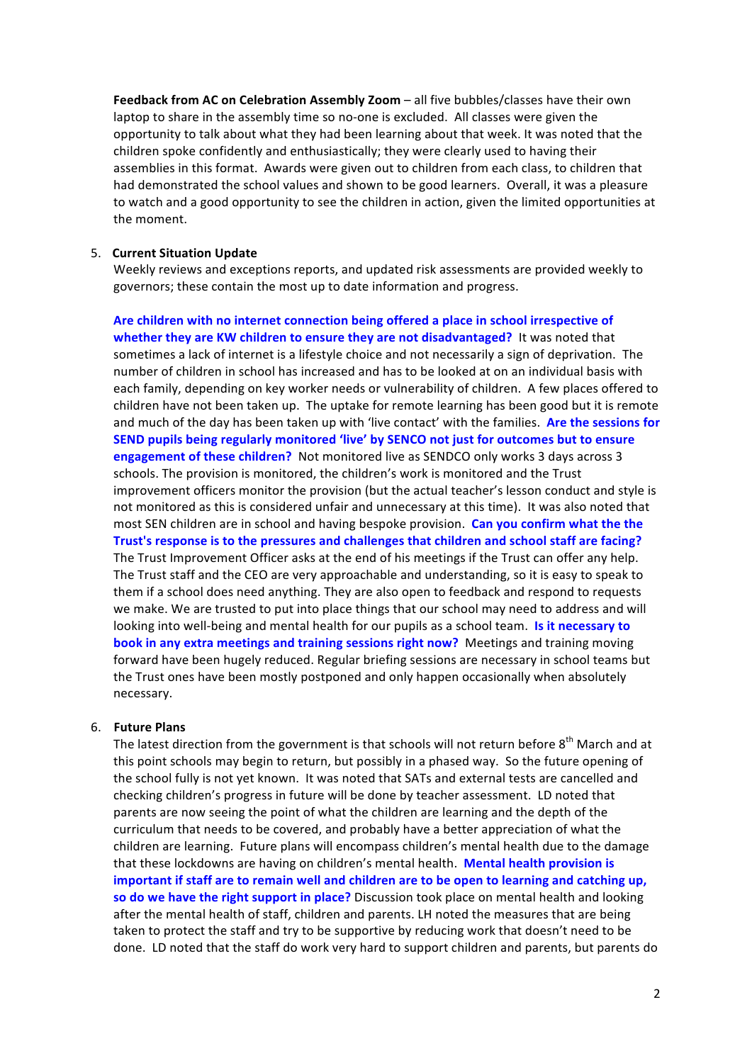**Feedback from AC on Celebration Assembly Zoom** – all five bubbles/classes have their own laptop to share in the assembly time so no-one is excluded. All classes were given the opportunity to talk about what they had been learning about that week. It was noted that the children spoke confidently and enthusiastically; they were clearly used to having their assemblies in this format. Awards were given out to children from each class, to children that had demonstrated the school values and shown to be good learners. Overall, it was a pleasure to watch and a good opportunity to see the children in action, given the limited opportunities at the moment.

5. **Current Situation Update**

   Weekly reviews and exceptions reports, and updated risk assessments are provided weekly to governors; these contain the most up to date information and progress.

   **Are children with no internet connection being offered a place in school irrespective of whether they are KW children to ensure they are not disadvantaged?** It was noted that sometimes a lack of internet is a lifestyle choice and not necessarily a sign of deprivation. The number of children in school has increased and has to be looked at on an individual basis with each family, depending on key worker needs or vulnerability of children. A few places offered to children have not been taken up. The uptake for remote learning has been good but it is remote and much of the day has been taken up with 'live contact' with the families. **Are the sessions for SEND pupils being regularly monitored 'live' by SENCO not just for outcomes but to ensure engagement of these children?** Not monitored live as SENDCO only works 3 days across 3 schools. The provision is monitored, the children's work is monitored and the Trust improvement officers monitor the provision (but the actual teacher's lesson conduct and style is not monitored as this is considered unfair and unnecessary at this time). It was also noted that most SEN children are in school and having bespoke provision. **Can you confirm what the the Trust's response is to the pressures and challenges that children and school staff are facing?** The Trust Improvement Officer asks at the end of his meetings if the Trust can offer any help. The Trust staff and the CEO are very approachable and understanding, so it is easy to speak to them if a school does need anything. They are also open to feedback and respond to requests we make. We are trusted to put into place things that our school may need to address and will looking into well-being and mental health for our pupils as a school team. **Is it necessary to book in any extra meetings and training sessions right now?** Meetings and training moving forward have been hugely reduced. Regular briefing sessions are necessary in school teams but the Trust ones have been mostly postponed and only happen occasionally when absolutely necessary.

6. **Future Plans**

   The latest direction from the government is that schools will not return before 8th March and at this point schools may begin to return, but possibly in a phased way. So the future opening of the school fully is not yet known. It was noted that SATs and external tests are cancelled and checking children's progress in future will be done by teacher assessment. LD noted that parents are now seeing the point of what the children are learning and the depth of the curriculum that needs to be covered, and probably have a better appreciation of what the children are learning. Future plans will encompass children's mental health due to the damage that these lockdowns are having on children's mental health. **Mental health provision is important if staff are to remain well and children are to be open to learning and catching up, so do we have the right support in place?** Discussion took place on mental health and looking after the mental health of staff, children and parents. LH noted the measures that are being taken to protect the staff and try to be supportive by reducing work that doesn't need to be done. LD noted that the staff do work very hard to support children and parents, but parents do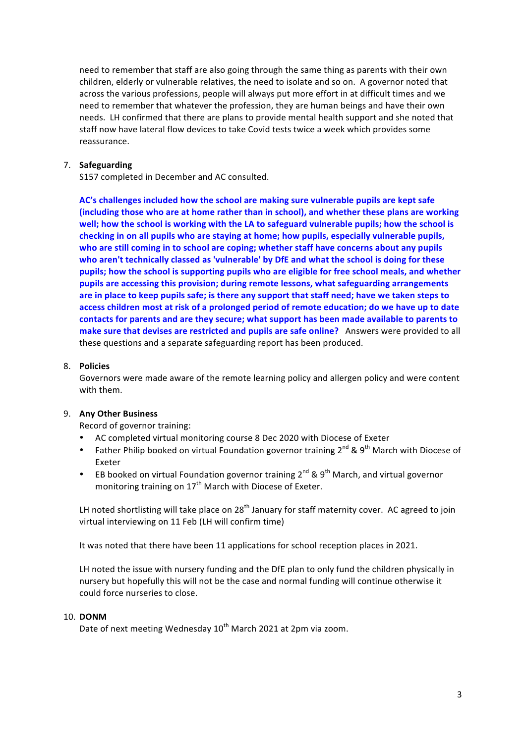need to remember that staff are also going through the same thing as parents with their own children, elderly or vulnerable relatives, the need to isolate and so on. A governor noted that across the various professions, people will always put more effort in at difficult times and we need to remember that whatever the profession, they are human beings and have their own needs. LH confirmed that there are plans to provide mental health support and she noted that staff now have lateral flow devices to take Covid tests twice a week which provides some reassurance.

7. **Safeguarding**

   S157 completed in December and AC consulted.

   **AC's challenges included how the school are making sure vulnerable pupils are kept safe (including those who are at home rather than in school), and whether these plans are working well; how the school is working with the LA to safeguard vulnerable pupils; how the school is checking in on all pupils who are staying at home; how pupils, especially vulnerable pupils, who are still coming in to school are coping; whether staff have concerns about any pupils who aren't technically classed as 'vulnerable' by DfE and what the school is doing for these pupils; how the school is supporting pupils who are eligible for free school meals, and whether pupils are accessing this provision; during remote lessons, what safeguarding arrangements are in place to keep pupils safe; is there any support that staff need; have we taken steps to access children most at risk of a prolonged period of remote education; do we have up to date contacts for parents and are they secure; what support has been made available to parents to make sure that devises are restricted and pupils are safe online?** Answers were provided to all these questions and a separate safeguarding report has been produced.

8. **Policies**

   Governors were made aware of the remote learning policy and allergen policy and were content with them.

9. **Any Other Business**

   Record of governor training:

   - AC completed virtual monitoring course 8 Dec 2020 with Diocese of Exeter
   - Father Philip booked on virtual Foundation governor training 2nd & 9th March with Diocese of Exeter
   - EB booked on virtual Foundation governor training 2nd & 9th March, and virtual governor monitoring training on 17th March with Diocese of Exeter.

   LH noted shortlisting will take place on 28th January for staff maternity cover. AC agreed to join virtual interviewing on 11 Feb (LH will confirm time)

   It was noted that there have been 11 applications for school reception places in 2021.

   LH noted the issue with nursery funding and the DfE plan to only fund the children physically in nursery but hopefully this will not be the case and normal funding will continue otherwise it could force nurseries to close.

10. **DONM**

    Date of next meeting Wednesday 10th March 2021 at 2pm via zoom.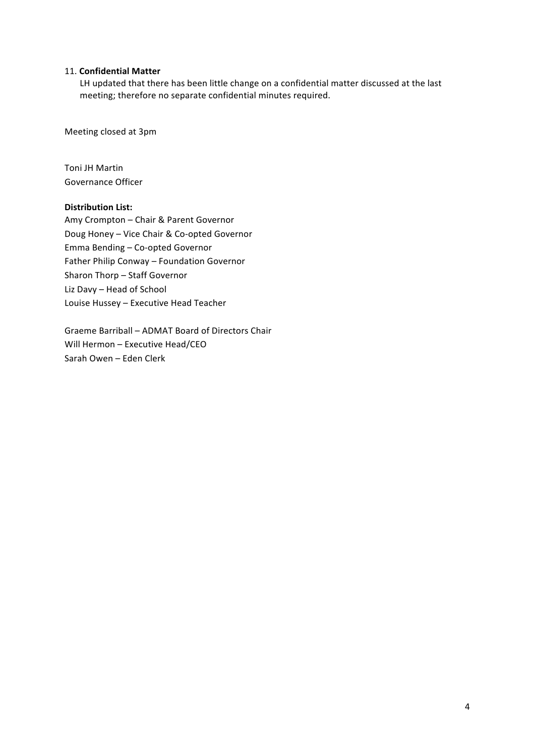11. **Confidential Matter**
    LH updated that there has been little change on a confidential matter discussed at the last meeting; therefore no separate confidential minutes required.

Meeting closed at 3pm

Toni JH Martin
Governance Officer

**Distribution List:**
Amy Crompton – Chair & Parent Governor
Doug Honey – Vice Chair & Co-opted Governor
Emma Bending – Co-opted Governor
Father Philip Conway – Foundation Governor
Sharon Thorp – Staff Governor
Liz Davy – Head of School
Louise Hussey – Executive Head Teacher

Graeme Barriball – ADMAT Board of Directors Chair
Will Hermon – Executive Head/CEO
Sarah Owen – Eden Clerk